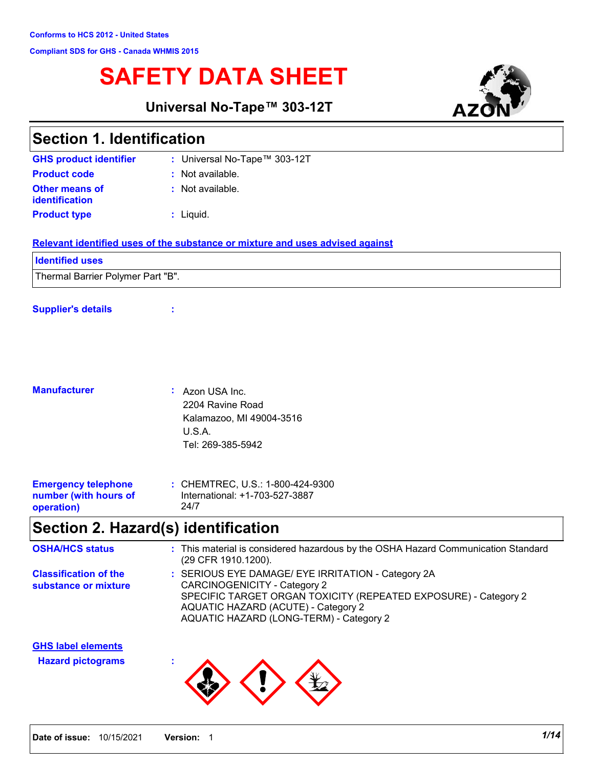Conforms to HCS 2012 - United States

Compliant SDS for GHS - Canada WHMIS 2015

# SAFETY DATA SHEET

**Universal No-Tape™ 303-12T**

## Section 1. Identification

| | |
|---|---|
| **GHS product identifier** | : Universal No-Tape™ 303-12T |
| **Product code** | : Not available. |
| **Other means of identification** | : Not available. |
| **Product type** | : Liquid. |

**Relevant identified uses of the substance or mixture and uses advised against**

| Identified uses |
|---|
| Thermal Barrier Polymer Part "B". |

**Supplier's details** :

**Manufacturer** : Azon USA Inc.
2204 Ravine Road
Kalamazoo, MI 49004-3516
U.S.A.
Tel: 269-385-5942

**Emergency telephone number (with hours of operation)** : CHEMTREC, U.S.: 1-800-424-9300
International: +1-703-527-3887
24/7

## Section 2. Hazard(s) identification

**OSHA/HCS status** : This material is considered hazardous by the OSHA Hazard Communication Standard (29 CFR 1910.1200).

**Classification of the substance or mixture** : SERIOUS EYE DAMAGE/ EYE IRRITATION - Category 2A
CARCINOGENICITY - Category 2
SPECIFIC TARGET ORGAN TOXICITY (REPEATED EXPOSURE) - Category 2
AQUATIC HAZARD (ACUTE) - Category 2
AQUATIC HAZARD (LONG-TERM) - Category 2

**GHS label elements**

**Hazard pictograms** :

**Date of issue:** 10/15/2021 **Version:** 1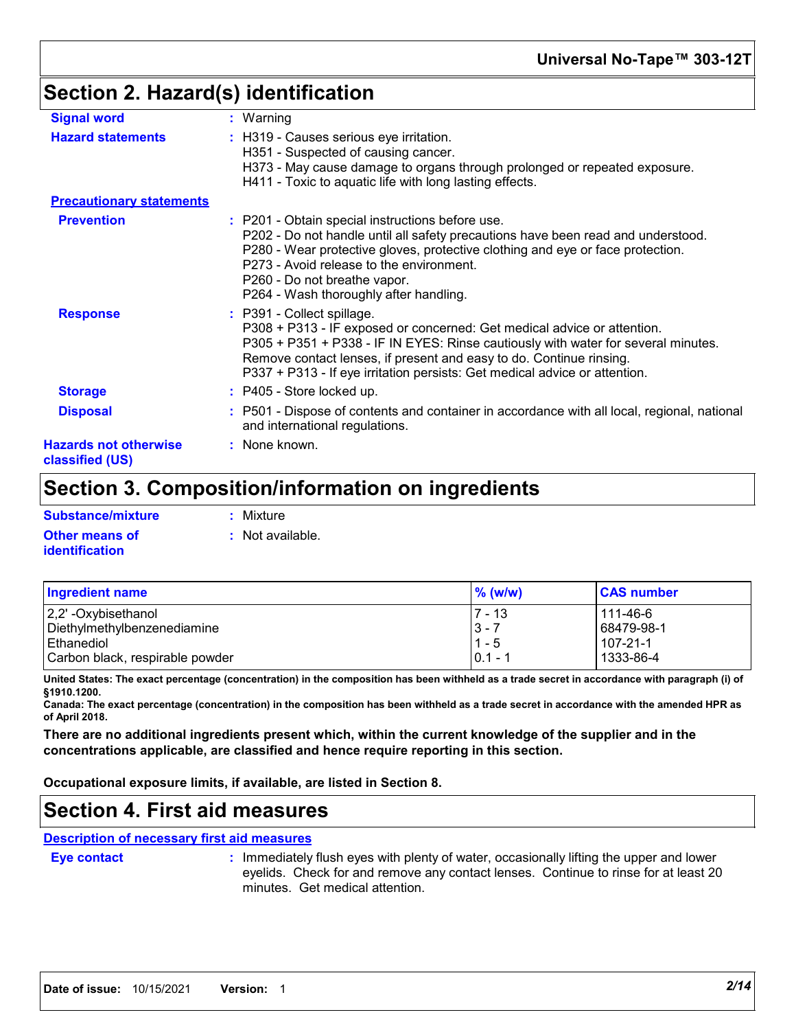## Section 2. Hazard(s) identification

**Signal word** : Warning

**Hazard statements** : H319 - Causes serious eye irritation.
H351 - Suspected of causing cancer.
H373 - May cause damage to organs through prolonged or repeated exposure.
H411 - Toxic to aquatic life with long lasting effects.

**Precautionary statements**

**Prevention** : P201 - Obtain special instructions before use.
P202 - Do not handle until all safety precautions have been read and understood.
P280 - Wear protective gloves, protective clothing and eye or face protection.
P273 - Avoid release to the environment.
P260 - Do not breathe vapor.
P264 - Wash thoroughly after handling.

**Response** : P391 - Collect spillage.
P308 + P313 - IF exposed or concerned: Get medical advice or attention.
P305 + P351 + P338 - IF IN EYES: Rinse cautiously with water for several minutes. Remove contact lenses, if present and easy to do. Continue rinsing.
P337 + P313 - If eye irritation persists: Get medical advice or attention.

**Storage** : P405 - Store locked up.

**Disposal** : P501 - Dispose of contents and container in accordance with all local, regional, national and international regulations.

**Hazards not otherwise classified (US)** : None known.

## Section 3. Composition/information on ingredients

**Substance/mixture** : Mixture

**Other means of identification** : Not available.

| Ingredient name | % (w/w) | CAS number |
|---|---|---|
| 2,2' -Oxybisethanol | 7 - 13 | 111-46-6 |
| Diethylmethylbenzenediamine | 3 - 7 | 68479-98-1 |
| Ethanediol | 1 - 5 | 107-21-1 |
| Carbon black, respirable powder | 0.1 - 1 | 1333-86-4 |

**United States: The exact percentage (concentration) in the composition has been withheld as a trade secret in accordance with paragraph (i) of §1910.1200.**

**Canada: The exact percentage (concentration) in the composition has been withheld as a trade secret in accordance with the amended HPR as of April 2018.**

**There are no additional ingredients present which, within the current knowledge of the supplier and in the concentrations applicable, are classified and hence require reporting in this section.**

**Occupational exposure limits, if available, are listed in Section 8.**

## Section 4. First aid measures

**Description of necessary first aid measures**

**Eye contact** : Immediately flush eyes with plenty of water, occasionally lifting the upper and lower eyelids. Check for and remove any contact lenses. Continue to rinse for at least 20 minutes. Get medical attention.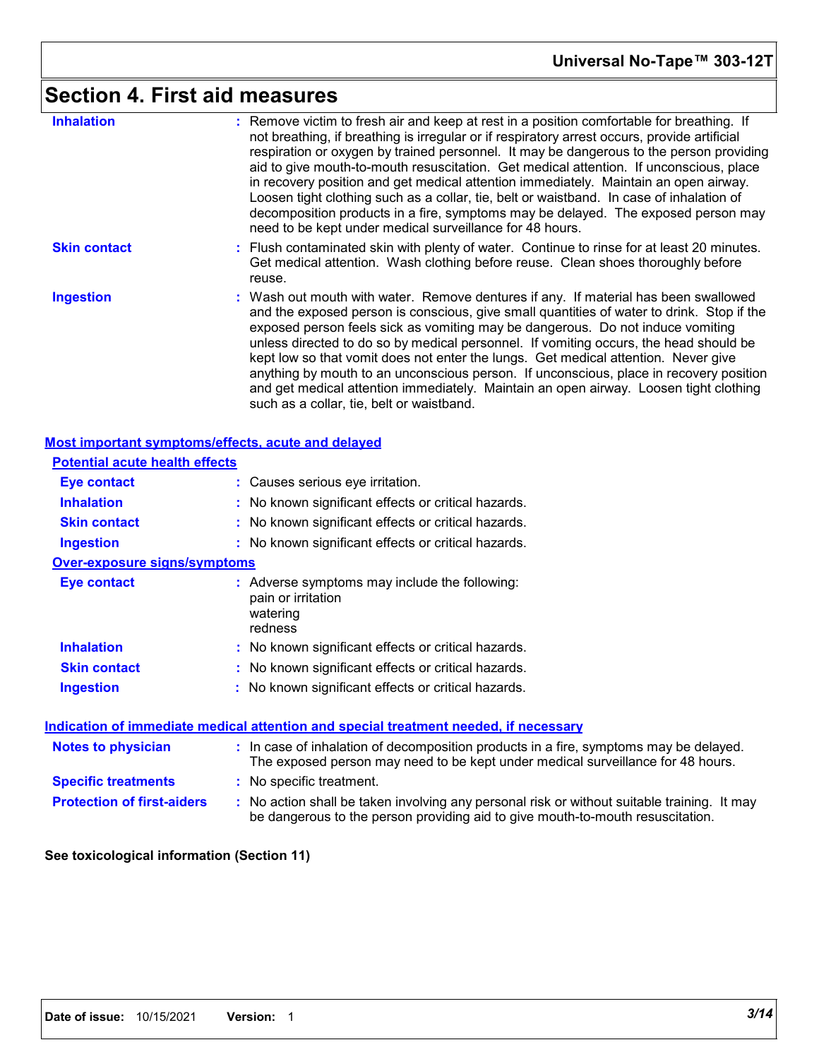# Section 4. First aid measures

**Inhalation** : Remove victim to fresh air and keep at rest in a position comfortable for breathing. If not breathing, if breathing is irregular or if respiratory arrest occurs, provide artificial respiration or oxygen by trained personnel. It may be dangerous to the person providing aid to give mouth-to-mouth resuscitation. Get medical attention. If unconscious, place in recovery position and get medical attention immediately. Maintain an open airway. Loosen tight clothing such as a collar, tie, belt or waistband. In case of inhalation of decomposition products in a fire, symptoms may be delayed. The exposed person may need to be kept under medical surveillance for 48 hours.

**Skin contact** : Flush contaminated skin with plenty of water. Continue to rinse for at least 20 minutes. Get medical attention. Wash clothing before reuse. Clean shoes thoroughly before reuse.

**Ingestion** : Wash out mouth with water. Remove dentures if any. If material has been swallowed and the exposed person is conscious, give small quantities of water to drink. Stop if the exposed person feels sick as vomiting may be dangerous. Do not induce vomiting unless directed to do so by medical personnel. If vomiting occurs, the head should be kept low so that vomit does not enter the lungs. Get medical attention. Never give anything by mouth to an unconscious person. If unconscious, place in recovery position and get medical attention immediately. Maintain an open airway. Loosen tight clothing such as a collar, tie, belt or waistband.

## Most important symptoms/effects, acute and delayed

### Potential acute health effects

**Eye contact** : Causes serious eye irritation.

**Inhalation** : No known significant effects or critical hazards.

**Skin contact** : No known significant effects or critical hazards.

**Ingestion** : No known significant effects or critical hazards.

### Over-exposure signs/symptoms

**Eye contact** : Adverse symptoms may include the following:
pain or irritation
watering
redness

**Inhalation** : No known significant effects or critical hazards.

**Skin contact** : No known significant effects or critical hazards.

**Ingestion** : No known significant effects or critical hazards.

## Indication of immediate medical attention and special treatment needed, if necessary

**Notes to physician** : In case of inhalation of decomposition products in a fire, symptoms may be delayed. The exposed person may need to be kept under medical surveillance for 48 hours.

**Specific treatments** : No specific treatment.

**Protection of first-aiders** : No action shall be taken involving any personal risk or without suitable training. It may be dangerous to the person providing aid to give mouth-to-mouth resuscitation.

**See toxicological information (Section 11)**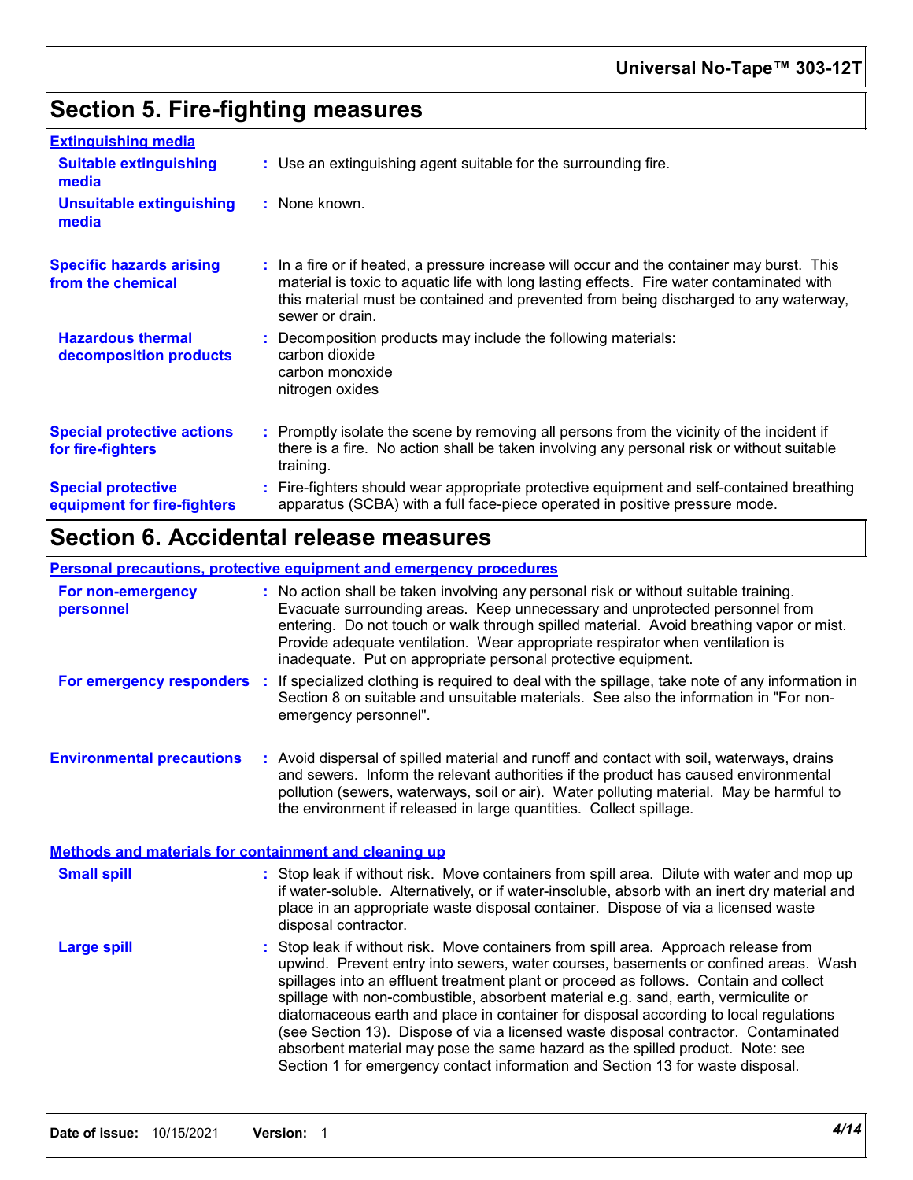## Section 5. Fire-fighting measures

**Extinguishing media**

**Suitable extinguishing media** : Use an extinguishing agent suitable for the surrounding fire.

**Unsuitable extinguishing media** : None known.

**Specific hazards arising from the chemical** : In a fire or if heated, a pressure increase will occur and the container may burst. This material is toxic to aquatic life with long lasting effects. Fire water contaminated with this material must be contained and prevented from being discharged to any waterway, sewer or drain.

**Hazardous thermal decomposition products** : Decomposition products may include the following materials:
carbon dioxide
carbon monoxide
nitrogen oxides

**Special protective actions for fire-fighters** : Promptly isolate the scene by removing all persons from the vicinity of the incident if there is a fire. No action shall be taken involving any personal risk or without suitable training.

**Special protective equipment for fire-fighters** : Fire-fighters should wear appropriate protective equipment and self-contained breathing apparatus (SCBA) with a full face-piece operated in positive pressure mode.

## Section 6. Accidental release measures

**Personal precautions, protective equipment and emergency procedures**

**For non-emergency personnel** : No action shall be taken involving any personal risk or without suitable training. Evacuate surrounding areas. Keep unnecessary and unprotected personnel from entering. Do not touch or walk through spilled material. Avoid breathing vapor or mist. Provide adequate ventilation. Wear appropriate respirator when ventilation is inadequate. Put on appropriate personal protective equipment.

**For emergency responders** : If specialized clothing is required to deal with the spillage, take note of any information in Section 8 on suitable and unsuitable materials. See also the information in "For non-emergency personnel".

**Environmental precautions** : Avoid dispersal of spilled material and runoff and contact with soil, waterways, drains and sewers. Inform the relevant authorities if the product has caused environmental pollution (sewers, waterways, soil or air). Water polluting material. May be harmful to the environment if released in large quantities. Collect spillage.

**Methods and materials for containment and cleaning up**

**Small spill** : Stop leak if without risk. Move containers from spill area. Dilute with water and mop up if water-soluble. Alternatively, or if water-insoluble, absorb with an inert dry material and place in an appropriate waste disposal container. Dispose of via a licensed waste disposal contractor.

**Large spill** : Stop leak if without risk. Move containers from spill area. Approach release from upwind. Prevent entry into sewers, water courses, basements or confined areas. Wash spillages into an effluent treatment plant or proceed as follows. Contain and collect spillage with non-combustible, absorbent material e.g. sand, earth, vermiculite or diatomaceous earth and place in container for disposal according to local regulations (see Section 13). Dispose of via a licensed waste disposal contractor. Contaminated absorbent material may pose the same hazard as the spilled product. Note: see Section 1 for emergency contact information and Section 13 for waste disposal.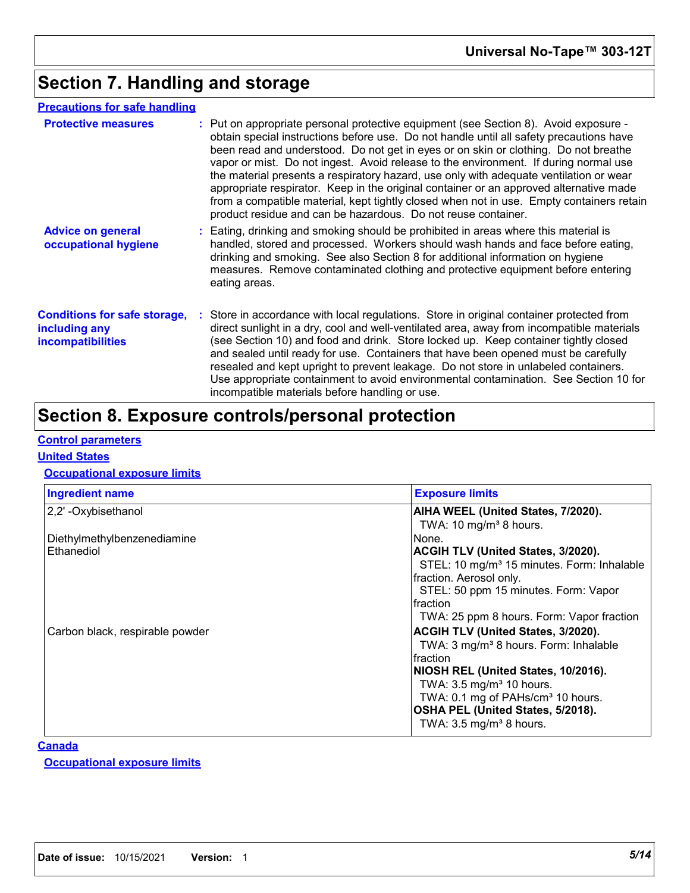## Section 7. Handling and storage

**Precautions for safe handling**

**Protective measures** : Put on appropriate personal protective equipment (see Section 8). Avoid exposure - obtain special instructions before use. Do not handle until all safety precautions have been read and understood. Do not get in eyes or on skin or clothing. Do not breathe vapor or mist. Do not ingest. Avoid release to the environment. If during normal use the material presents a respiratory hazard, use only with adequate ventilation or wear appropriate respirator. Keep in the original container or an approved alternative made from a compatible material, kept tightly closed when not in use. Empty containers retain product residue and can be hazardous. Do not reuse container.

**Advice on general occupational hygiene** : Eating, drinking and smoking should be prohibited in areas where this material is handled, stored and processed. Workers should wash hands and face before eating, drinking and smoking. See also Section 8 for additional information on hygiene measures. Remove contaminated clothing and protective equipment before entering eating areas.

**Conditions for safe storage, including any incompatibilities** : Store in accordance with local regulations. Store in original container protected from direct sunlight in a dry, cool and well-ventilated area, away from incompatible materials (see Section 10) and food and drink. Store locked up. Keep container tightly closed and sealed until ready for use. Containers that have been opened must be carefully resealed and kept upright to prevent leakage. Do not store in unlabeled containers. Use appropriate containment to avoid environmental contamination. See Section 10 for incompatible materials before handling or use.

## Section 8. Exposure controls/personal protection

**Control parameters**

**United States**

**Occupational exposure limits**

| Ingredient name | Exposure limits |
|---|---|
| 2,2' -Oxybisethanol | **AIHA WEEL (United States, 7/2020).**<br>TWA: 10 mg/m³ 8 hours. |
| Diethylmethylbenzenediamine | None. |
| Ethanediol | **ACGIH TLV (United States, 3/2020).**<br>STEL: 10 mg/m³ 15 minutes. Form: Inhalable fraction. Aerosol only.<br>STEL: 50 ppm 15 minutes. Form: Vapor fraction<br>TWA: 25 ppm 8 hours. Form: Vapor fraction |
| Carbon black, respirable powder | **ACGIH TLV (United States, 3/2020).**<br>TWA: 3 mg/m³ 8 hours. Form: Inhalable fraction<br>**NIOSH REL (United States, 10/2016).**<br>TWA: 3.5 mg/m³ 10 hours.<br>TWA: 0.1 mg of PAHs/cm³ 10 hours.<br>**OSHA PEL (United States, 5/2018).**<br>TWA: 3.5 mg/m³ 8 hours. |

**Canada**

**Occupational exposure limits**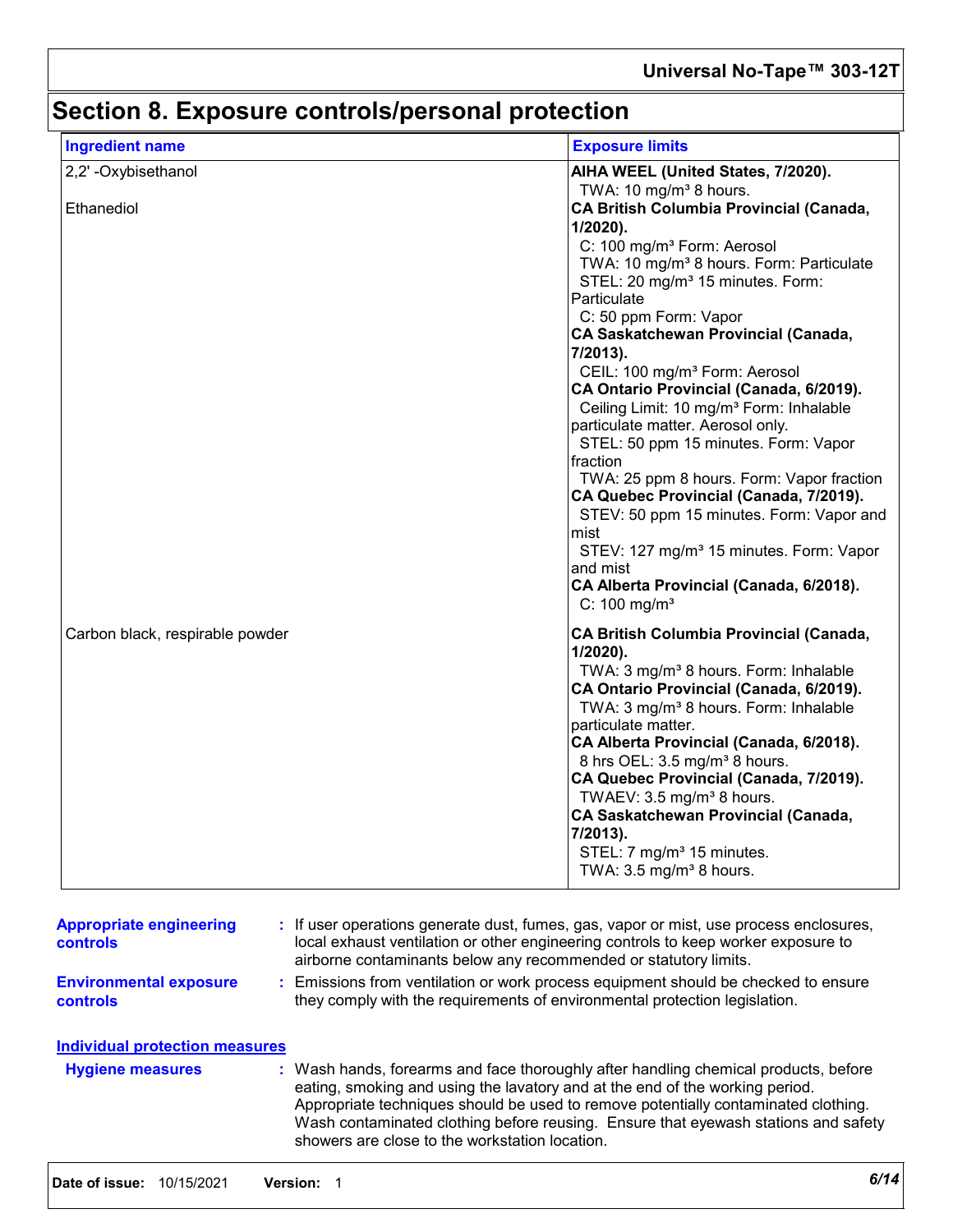# Section 8. Exposure controls/personal protection

| Ingredient name | Exposure limits |
|---|---|
| 2,2' -Oxybisethanol | **AIHA WEEL (United States, 7/2020).**<br>TWA: 10 mg/m³ 8 hours. |
| Ethanediol | **CA British Columbia Provincial (Canada, 1/2020).**<br>C: 100 mg/m³ Form: Aerosol<br>TWA: 10 mg/m³ 8 hours. Form: Particulate<br>STEL: 20 mg/m³ 15 minutes. Form: Particulate<br>C: 50 ppm Form: Vapor<br>**CA Saskatchewan Provincial (Canada, 7/2013).**<br>CEIL: 100 mg/m³ Form: Aerosol<br>**CA Ontario Provincial (Canada, 6/2019).**<br>Ceiling Limit: 10 mg/m³ Form: Inhalable particulate matter. Aerosol only.<br>STEL: 50 ppm 15 minutes. Form: Vapor fraction<br>TWA: 25 ppm 8 hours. Form: Vapor fraction<br>**CA Quebec Provincial (Canada, 7/2019).**<br>STEV: 50 ppm 15 minutes. Form: Vapor and mist<br>STEV: 127 mg/m³ 15 minutes. Form: Vapor and mist<br>**CA Alberta Provincial (Canada, 6/2018).**<br>C: 100 mg/m³ |
| Carbon black, respirable powder | **CA British Columbia Provincial (Canada, 1/2020).**<br>TWA: 3 mg/m³ 8 hours. Form: Inhalable<br>**CA Ontario Provincial (Canada, 6/2019).**<br>TWA: 3 mg/m³ 8 hours. Form: Inhalable particulate matter.<br>**CA Alberta Provincial (Canada, 6/2018).**<br>8 hrs OEL: 3.5 mg/m³ 8 hours.<br>**CA Quebec Provincial (Canada, 7/2019).**<br>TWAEV: 3.5 mg/m³ 8 hours.<br>**CA Saskatchewan Provincial (Canada, 7/2013).**<br>STEL: 7 mg/m³ 15 minutes.<br>TWA: 3.5 mg/m³ 8 hours. |

**Appropriate engineering controls** : If user operations generate dust, fumes, gas, vapor or mist, use process enclosures, local exhaust ventilation or other engineering controls to keep worker exposure to airborne contaminants below any recommended or statutory limits.

**Environmental exposure controls** : Emissions from ventilation or work process equipment should be checked to ensure they comply with the requirements of environmental protection legislation.

## Individual protection measures

**Hygiene measures** : Wash hands, forearms and face thoroughly after handling chemical products, before eating, smoking and using the lavatory and at the end of the working period. Appropriate techniques should be used to remove potentially contaminated clothing. Wash contaminated clothing before reusing. Ensure that eyewash stations and safety showers are close to the workstation location.

**Date of issue:** 10/15/2021 **Version:** 1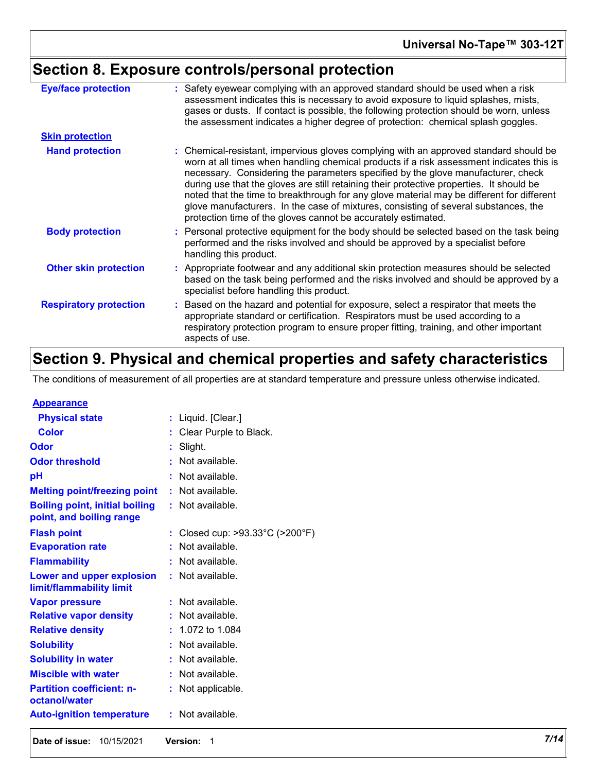## Section 8. Exposure controls/personal protection

**Eye/face protection** : Safety eyewear complying with an approved standard should be used when a risk assessment indicates this is necessary to avoid exposure to liquid splashes, mists, gases or dusts. If contact is possible, the following protection should be worn, unless the assessment indicates a higher degree of protection: chemical splash goggles.

**Skin protection**

**Hand protection** : Chemical-resistant, impervious gloves complying with an approved standard should be worn at all times when handling chemical products if a risk assessment indicates this is necessary. Considering the parameters specified by the glove manufacturer, check during use that the gloves are still retaining their protective properties. It should be noted that the time to breakthrough for any glove material may be different for different glove manufacturers. In the case of mixtures, consisting of several substances, the protection time of the gloves cannot be accurately estimated.

**Body protection** : Personal protective equipment for the body should be selected based on the task being performed and the risks involved and should be approved by a specialist before handling this product.

**Other skin protection** : Appropriate footwear and any additional skin protection measures should be selected based on the task being performed and the risks involved and should be approved by a specialist before handling this product.

**Respiratory protection** : Based on the hazard and potential for exposure, select a respirator that meets the appropriate standard or certification. Respirators must be used according to a respiratory protection program to ensure proper fitting, training, and other important aspects of use.

## Section 9. Physical and chemical properties and safety characteristics

The conditions of measurement of all properties are at standard temperature and pressure unless otherwise indicated.

**Appearance**

**Physical state** : Liquid. [Clear.]

**Color** : Clear Purple to Black.

**Odor** : Slight.

**Odor threshold** : Not available.

**pH** : Not available.

**Melting point/freezing point** : Not available.

**Boiling point, initial boiling point, and boiling range** : Not available.

**Flash point** : Closed cup: >93.33°C (>200°F)

**Evaporation rate** : Not available.

**Flammability** : Not available.

**Lower and upper explosion limit/flammability limit** : Not available.

**Vapor pressure** : Not available.

**Relative vapor density** : Not available.

**Relative density** : 1.072 to 1.084

**Solubility** : Not available.

**Solubility in water** : Not available.

**Miscible with water** : Not available.

**Partition coefficient: n-octanol/water** : Not applicable.

**Auto-ignition temperature** : Not available.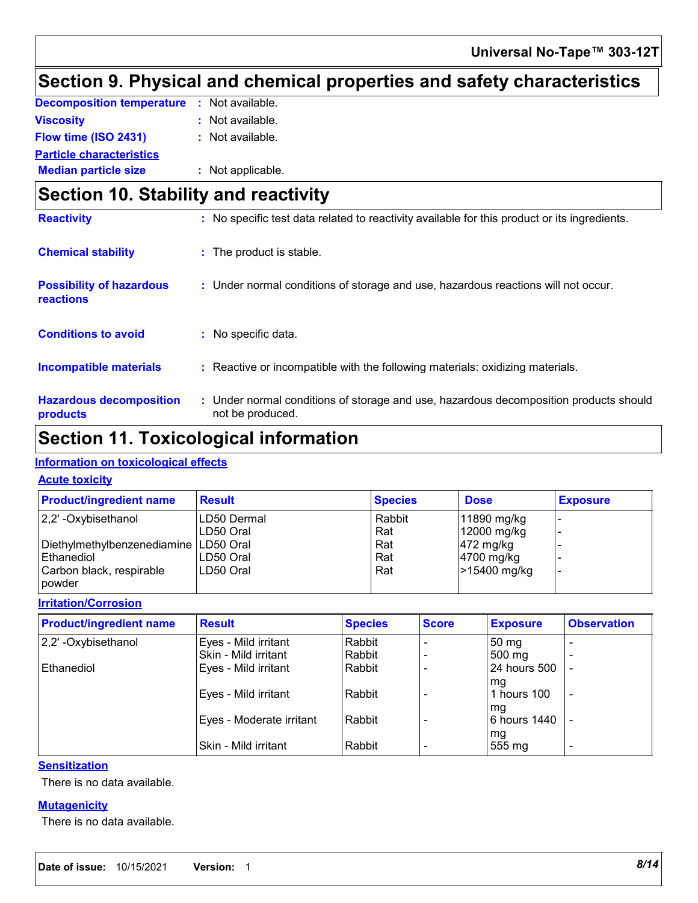# Section 9. Physical and chemical properties and safety characteristics

**Decomposition temperature** : Not available.

**Viscosity** : Not available.

**Flow time (ISO 2431)** : Not available.

**Particle characteristics**

**Median particle size** : Not applicable.

# Section 10. Stability and reactivity

**Reactivity** : No specific test data related to reactivity available for this product or its ingredients.

**Chemical stability** : The product is stable.

**Possibility of hazardous reactions** : Under normal conditions of storage and use, hazardous reactions will not occur.

**Conditions to avoid** : No specific data.

**Incompatible materials** : Reactive or incompatible with the following materials: oxidizing materials.

**Hazardous decomposition products** : Under normal conditions of storage and use, hazardous decomposition products should not be produced.

# Section 11. Toxicological information

## Information on toxicological effects

### Acute toxicity

| Product/ingredient name | Result | Species | Dose | Exposure |
|---|---|---|---|---|
| 2,2' -Oxybisethanol | LD50 Dermal | Rabbit | 11890 mg/kg | - |
| | LD50 Oral | Rat | 12000 mg/kg | - |
| Diethylmethylbenzenediamine | LD50 Oral | Rat | 472 mg/kg | - |
| Ethanediol | LD50 Oral | Rat | 4700 mg/kg | - |
| Carbon black, respirable powder | LD50 Oral | Rat | >15400 mg/kg | - |

### Irritation/Corrosion

| Product/ingredient name | Result | Species | Score | Exposure | Observation |
|---|---|---|---|---|---|
| 2,2' -Oxybisethanol | Eyes - Mild irritant | Rabbit | - | 50 mg | - |
| | Skin - Mild irritant | Rabbit | - | 500 mg | - |
| Ethanediol | Eyes - Mild irritant | Rabbit | - | 24 hours 500 mg | - |
| | Eyes - Mild irritant | Rabbit | - | 1 hours 100 mg | - |
| | Eyes - Moderate irritant | Rabbit | - | 6 hours 1440 mg | - |
| | Skin - Mild irritant | Rabbit | - | 555 mg | - |

### Sensitization

There is no data available.

### Mutagenicity

There is no data available.

**Date of issue:** 10/15/2021 **Version:** 1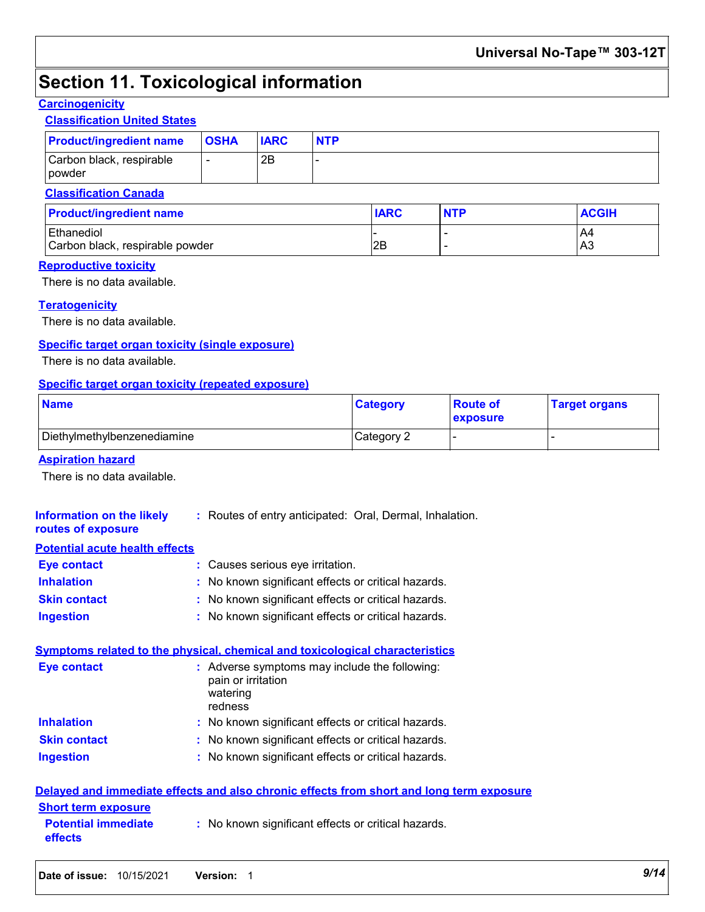## Section 11. Toxicological information

### Carcinogenicity

#### Classification United States

| Product/ingredient name | OSHA | IARC | NTP |
|---|---|---|---|
| Carbon black, respirable powder | - | 2B | - |

#### Classification Canada

| Product/ingredient name | IARC | NTP | ACGIH |
|---|---|---|---|
| Ethanediol | - | - | A4 |
| Carbon black, respirable powder | 2B | - | A3 |

### Reproductive toxicity

There is no data available.

### Teratogenicity

There is no data available.

### Specific target organ toxicity (single exposure)

There is no data available.

### Specific target organ toxicity (repeated exposure)

| Name | Category | Route of exposure | Target organs |
|---|---|---|---|
| Diethylmethylbenzenediamine | Category 2 | - | - |

### Aspiration hazard

There is no data available.

**Information on the likely routes of exposure** : Routes of entry anticipated: Oral, Dermal, Inhalation.

### Potential acute health effects

**Eye contact** : Causes serious eye irritation.

**Inhalation** : No known significant effects or critical hazards.

**Skin contact** : No known significant effects or critical hazards.

**Ingestion** : No known significant effects or critical hazards.

### Symptoms related to the physical, chemical and toxicological characteristics

**Eye contact** : Adverse symptoms may include the following:
pain or irritation
watering
redness

**Inhalation** : No known significant effects or critical hazards.

**Skin contact** : No known significant effects or critical hazards.

**Ingestion** : No known significant effects or critical hazards.

### Delayed and immediate effects and also chronic effects from short and long term exposure

#### Short term exposure

**Potential immediate effects** : No known significant effects or critical hazards.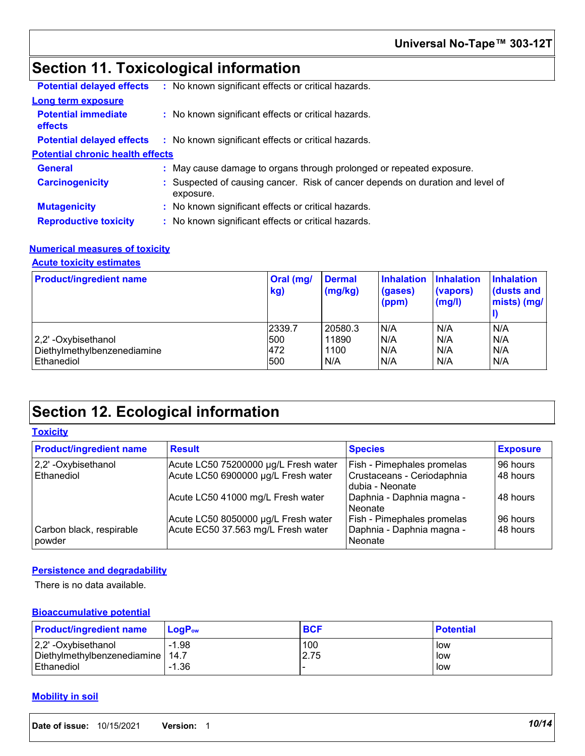## Section 11. Toxicological information

**Potential delayed effects** : No known significant effects or critical hazards.

**Long term exposure**

**Potential immediate effects** : No known significant effects or critical hazards.

**Potential delayed effects** : No known significant effects or critical hazards.

**Potential chronic health effects**

**General** : May cause damage to organs through prolonged or repeated exposure.

**Carcinogenicity** : Suspected of causing cancer. Risk of cancer depends on duration and level of exposure.

**Mutagenicity** : No known significant effects or critical hazards.

**Reproductive toxicity** : No known significant effects or critical hazards.

**Numerical measures of toxicity**

**Acute toxicity estimates**

| Product/ingredient name | Oral (mg/kg) | Dermal (mg/kg) | Inhalation (gases) (ppm) | Inhalation (vapors) (mg/l) | Inhalation (dusts and mists) (mg/l) |
| --- | --- | --- | --- | --- | --- |
| | 2339.7 | 20580.3 | N/A | N/A | N/A |
| 2,2' -Oxybisethanol | 500 | 11890 | N/A | N/A | N/A |
| Diethylmethylbenzenediamine | 472 | 1100 | N/A | N/A | N/A |
| Ethanediol | 500 | N/A | N/A | N/A | N/A |

## Section 12. Ecological information

**Toxicity**

| Product/ingredient name | Result | Species | Exposure |
| --- | --- | --- | --- |
| 2,2' -Oxybisethanol | Acute LC50 75200000 µg/L Fresh water | Fish - Pimephales promelas | 96 hours |
| Ethanediol | Acute LC50 6900000 µg/L Fresh water | Crustaceans - Ceriodaphnia dubia - Neonate | 48 hours |
| | Acute LC50 41000 mg/L Fresh water | Daphnia - Daphnia magna - Neonate | 48 hours |
| | Acute LC50 8050000 µg/L Fresh water | Fish - Pimephales promelas | 96 hours |
| Carbon black, respirable powder | Acute EC50 37.563 mg/L Fresh water | Daphnia - Daphnia magna - Neonate | 48 hours |

**Persistence and degradability**

There is no data available.

**Bioaccumulative potential**

| Product/ingredient name | $LogP_{ow}$ | BCF | Potential |
| --- | --- | --- | --- |
| 2,2' -Oxybisethanol | -1.98 | 100 | low |
| Diethylmethylbenzenediamine | 14.7 | 2.75 | low |
| Ethanediol | -1.36 | - | low |

**Mobility in soil**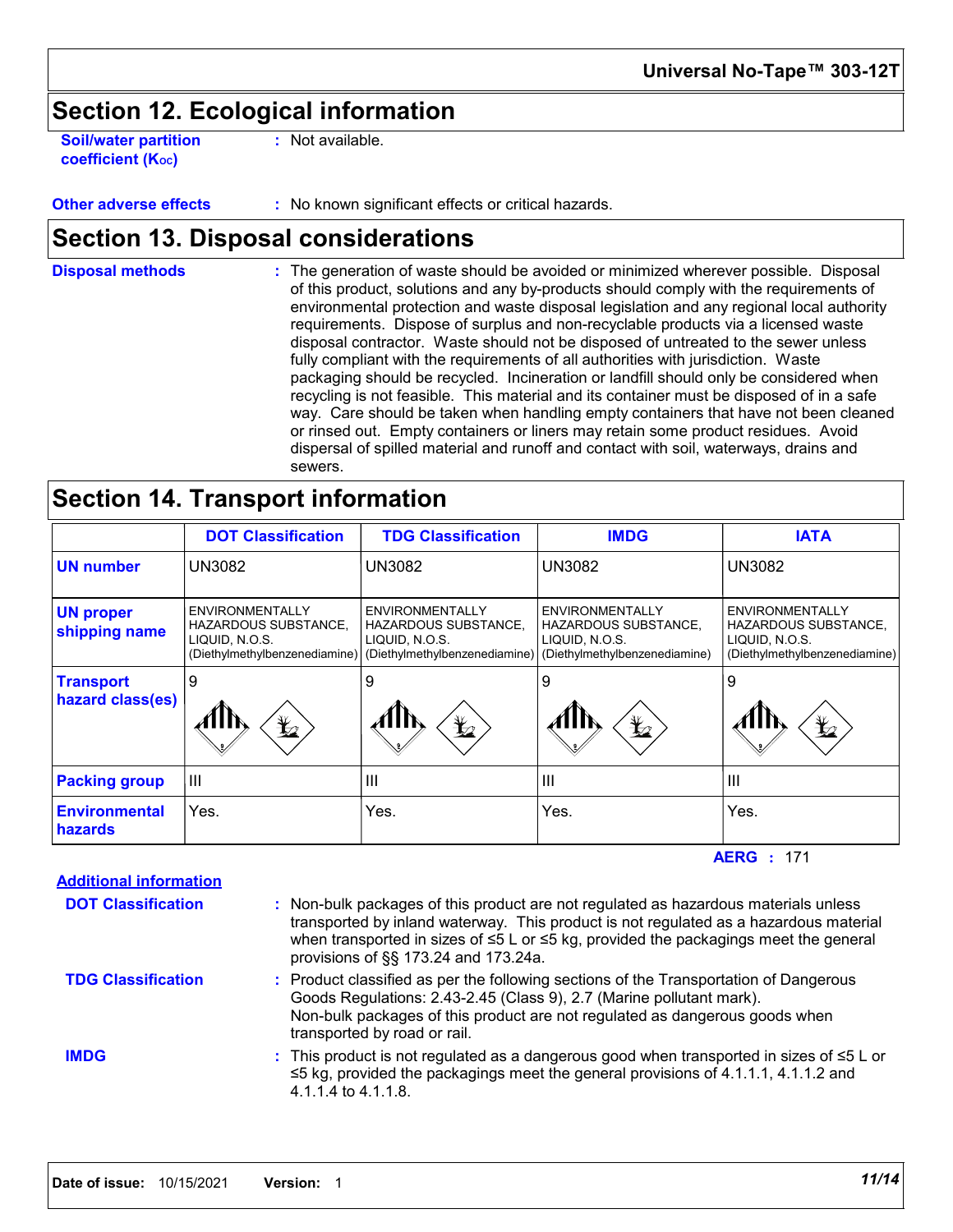## Section 12. Ecological information

**Soil/water partition coefficient ($K_{OC}$)** : Not available.

**Other adverse effects** : No known significant effects or critical hazards.

## Section 13. Disposal considerations

**Disposal methods** : The generation of waste should be avoided or minimized wherever possible. Disposal of this product, solutions and any by-products should comply with the requirements of environmental protection and waste disposal legislation and any regional local authority requirements. Dispose of surplus and non-recyclable products via a licensed waste disposal contractor. Waste should not be disposed of untreated to the sewer unless fully compliant with the requirements of all authorities with jurisdiction. Waste packaging should be recycled. Incineration or landfill should only be considered when recycling is not feasible. This material and its container must be disposed of in a safe way. Care should be taken when handling empty containers that have not been cleaned or rinsed out. Empty containers or liners may retain some product residues. Avoid dispersal of spilled material and runoff and contact with soil, waterways, drains and sewers.

## Section 14. Transport information

| | DOT Classification | TDG Classification | IMDG | IATA |
|---|---|---|---|---|
| **UN number** | UN3082 | UN3082 | UN3082 | UN3082 |
| **UN proper shipping name** | ENVIRONMENTALLY HAZARDOUS SUBSTANCE, LIQUID, N.O.S. (Diethylmethylbenzenediamine) | ENVIRONMENTALLY HAZARDOUS SUBSTANCE, LIQUID, N.O.S. (Diethylmethylbenzenediamine) | ENVIRONMENTALLY HAZARDOUS SUBSTANCE, LIQUID, N.O.S. (Diethylmethylbenzenediamine) | ENVIRONMENTALLY HAZARDOUS SUBSTANCE, LIQUID, N.O.S. (Diethylmethylbenzenediamine) |
| **Transport hazard class(es)** | 9 | 9 | 9 | 9 |
| **Packing group** | III | III | III | III |
| **Environmental hazards** | Yes. | Yes. | Yes. | Yes. |

**AERG** : 171

**Additional information**

**DOT Classification** : Non-bulk packages of this product are not regulated as hazardous materials unless transported by inland waterway. This product is not regulated as a hazardous material when transported in sizes of ≤5 L or ≤5 kg, provided the packagings meet the general provisions of §§ 173.24 and 173.24a.

**TDG Classification** : Product classified as per the following sections of the Transportation of Dangerous Goods Regulations: 2.43-2.45 (Class 9), 2.7 (Marine pollutant mark).
Non-bulk packages of this product are not regulated as dangerous goods when transported by road or rail.

**IMDG** : This product is not regulated as a dangerous good when transported in sizes of ≤5 L or ≤5 kg, provided the packagings meet the general provisions of 4.1.1.1, 4.1.1.2 and 4.1.1.4 to 4.1.1.8.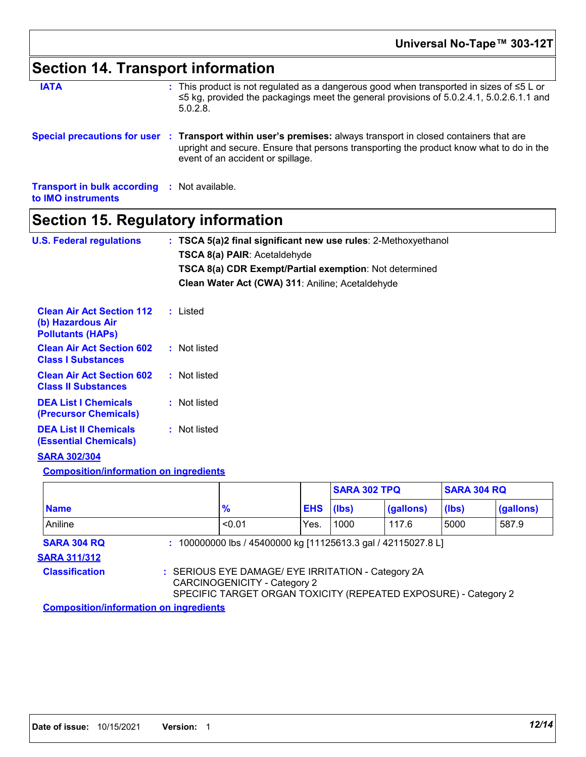## Section 14. Transport information

**IATA** : This product is not regulated as a dangerous good when transported in sizes of ≤5 L or ≤5 kg, provided the packagings meet the general provisions of 5.0.2.4.1, 5.0.2.6.1.1 and 5.0.2.8.

**Special precautions for user** : **Transport within user's premises:** always transport in closed containers that are upright and secure. Ensure that persons transporting the product know what to do in the event of an accident or spillage.

**Transport in bulk according to IMO instruments** : Not available.

## Section 15. Regulatory information

**U.S. Federal regulations** : **TSCA 5(a)2 final significant new use rules**: 2-Methoxyethanol
**TSCA 8(a) PAIR**: Acetaldehyde
**TSCA 8(a) CDR Exempt/Partial exemption**: Not determined
**Clean Water Act (CWA) 311**: Aniline; Acetaldehyde

**Clean Air Act Section 112 (b) Hazardous Air Pollutants (HAPs)** : Listed

**Clean Air Act Section 602 Class I Substances** : Not listed

**Clean Air Act Section 602 Class II Substances** : Not listed

**DEA List I Chemicals (Precursor Chemicals)** : Not listed

**DEA List II Chemicals (Essential Chemicals)** : Not listed

**SARA 302/304**

**Composition/information on ingredients**

| | | | SARA 302 TPQ | | SARA 304 RQ | |
|---|---|---|---|---|---|---|
| **Name** | **%** | **EHS** | **(lbs)** | **(gallons)** | **(lbs)** | **(gallons)** |
| Aniline | <0.01 | Yes. | 1000 | 117.6 | 5000 | 587.9 |

**SARA 304 RQ** : 100000000 lbs / 45400000 kg [11125613.3 gal / 42115027.8 L]

**SARA 311/312**

**Classification** : SERIOUS EYE DAMAGE/ EYE IRRITATION - Category 2A
CARCINOGENICITY - Category 2
SPECIFIC TARGET ORGAN TOXICITY (REPEATED EXPOSURE) - Category 2

**Composition/information on ingredients**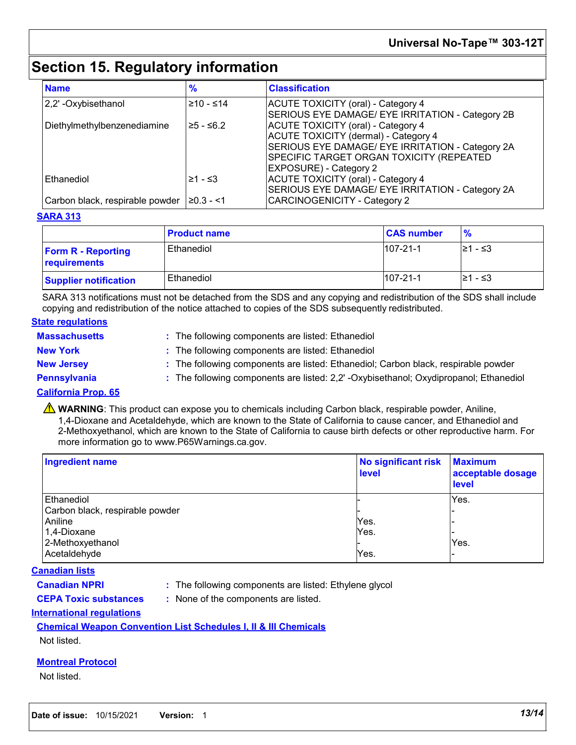# Section 15. Regulatory information

| Name | % | Classification |
|---|---|---|
| 2,2' -Oxybisethanol | ≥10 - ≤14 | ACUTE TOXICITY (oral) - Category 4<br>SERIOUS EYE DAMAGE/ EYE IRRITATION - Category 2B |
| Diethylmethylbenzenediamine | ≥5 - ≤6.2 | ACUTE TOXICITY (oral) - Category 4<br>ACUTE TOXICITY (dermal) - Category 4<br>SERIOUS EYE DAMAGE/ EYE IRRITATION - Category 2A<br>SPECIFIC TARGET ORGAN TOXICITY (REPEATED EXPOSURE) - Category 2 |
| Ethanediol | ≥1 - ≤3 | ACUTE TOXICITY (oral) - Category 4<br>SERIOUS EYE DAMAGE/ EYE IRRITATION - Category 2A |
| Carbon black, respirable powder | ≥0.3 - <1 | CARCINOGENICITY - Category 2 |

**SARA 313**

| | Product name | CAS number | % |
|---|---|---|---|
| **Form R - Reporting requirements** | Ethanediol | 107-21-1 | ≥1 - ≤3 |
| **Supplier notification** | Ethanediol | 107-21-1 | ≥1 - ≤3 |

SARA 313 notifications must not be detached from the SDS and any copying and redistribution of the SDS shall include copying and redistribution of the notice attached to copies of the SDS subsequently redistributed.

**State regulations**

**Massachusetts** : The following components are listed: Ethanediol

**New York** : The following components are listed: Ethanediol

**New Jersey** : The following components are listed: Ethanediol; Carbon black, respirable powder

**Pennsylvania** : The following components are listed: 2,2' -Oxybisethanol; Oxydipropanol; Ethanediol

**California Prop. 65**

⚠ **WARNING**: This product can expose you to chemicals including Carbon black, respirable powder, Aniline, 1,4-Dioxane and Acetaldehyde, which are known to the State of California to cause cancer, and Ethanediol and 2-Methoxyethanol, which are known to the State of California to cause birth defects or other reproductive harm. For more information go to www.P65Warnings.ca.gov.

| Ingredient name | No significant risk level | Maximum acceptable dosage level |
|---|---|---|
| Ethanediol | - | Yes. |
| Carbon black, respirable powder | - | - |
| Aniline | Yes. | - |
| 1,4-Dioxane | Yes. | - |
| 2-Methoxyethanol | - | Yes. |
| Acetaldehyde | Yes. | - |

**Canadian lists**

**Canadian NPRI** : The following components are listed: Ethylene glycol

**CEPA Toxic substances** : None of the components are listed.

**International regulations**

**Chemical Weapon Convention List Schedules I, II & III Chemicals**

Not listed.

**Montreal Protocol**

Not listed.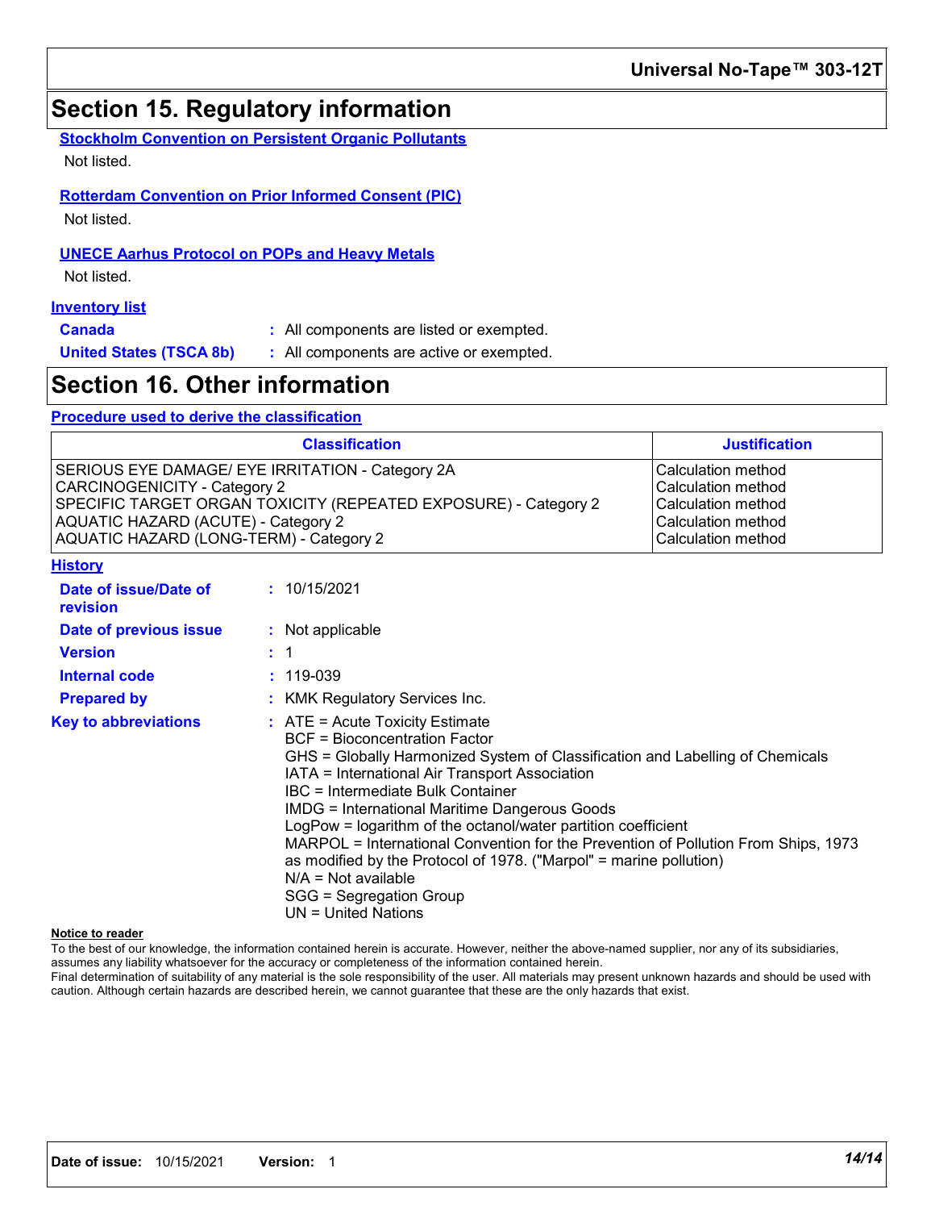## Section 15. Regulatory information

**Stockholm Convention on Persistent Organic Pollutants**

Not listed.

**Rotterdam Convention on Prior Informed Consent (PIC)**

Not listed.

**UNECE Aarhus Protocol on POPs and Heavy Metals**

Not listed.

**Inventory list**

**Canada** : All components are listed or exempted.

**United States (TSCA 8b)** : All components are active or exempted.

## Section 16. Other information

**Procedure used to derive the classification**

| Classification | Justification |
| --- | --- |
| SERIOUS EYE DAMAGE/ EYE IRRITATION - Category 2A | Calculation method |
| CARCINOGENICITY - Category 2 | Calculation method |
| SPECIFIC TARGET ORGAN TOXICITY (REPEATED EXPOSURE) - Category 2 | Calculation method |
| AQUATIC HAZARD (ACUTE) - Category 2 | Calculation method |
| AQUATIC HAZARD (LONG-TERM) - Category 2 | Calculation method |

**History**

**Date of issue/Date of revision** : 10/15/2021

**Date of previous issue** : Not applicable

**Version** : 1

**Internal code** : 119-039

**Prepared by** : KMK Regulatory Services Inc.

**Key to abbreviations** :
ATE = Acute Toxicity Estimate
BCF = Bioconcentration Factor
GHS = Globally Harmonized System of Classification and Labelling of Chemicals
IATA = International Air Transport Association
IBC = Intermediate Bulk Container
IMDG = International Maritime Dangerous Goods
LogPow = logarithm of the octanol/water partition coefficient
MARPOL = International Convention for the Prevention of Pollution From Ships, 1973 as modified by the Protocol of 1978. ("Marpol" = marine pollution)
N/A = Not available
SGG = Segregation Group
UN = United Nations

**Notice to reader**

To the best of our knowledge, the information contained herein is accurate. However, neither the above-named supplier, nor any of its subsidiaries, assumes any liability whatsoever for the accuracy or completeness of the information contained herein.
Final determination of suitability of any material is the sole responsibility of the user. All materials may present unknown hazards and should be used with caution. Although certain hazards are described herein, we cannot guarantee that these are the only hazards that exist.